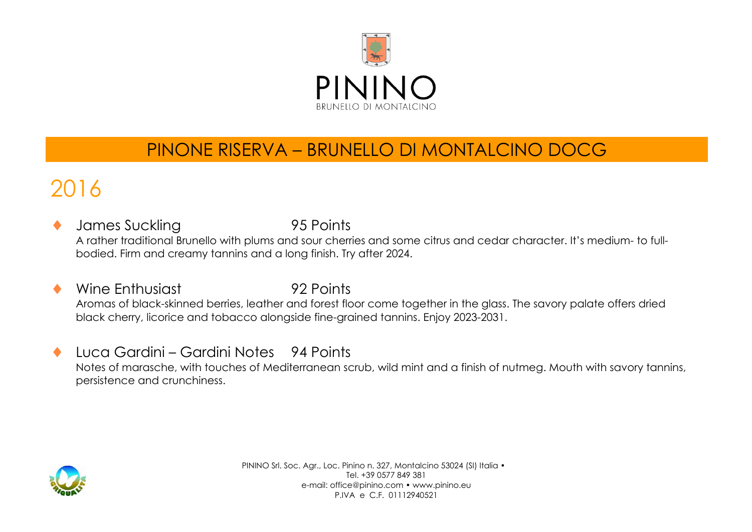# PININO

BRUNELLO DI MONTALCINO

## PINONE RISERVA – BRUNELLO DI MONTALCINO DOCG

## 2016

- **James Suckling** 95 Points
  A rather traditional Brunello with plums and sour cherries and some citrus and cedar character. It's medium- to full-bodied. Firm and creamy tannins and a long finish. Try after 2024.

- **Wine Enthusiast** 92 Points
  Aromas of black-skinned berries, leather and forest floor come together in the glass. The savory palate offers dried black cherry, licorice and tobacco alongside fine-grained tannins. Enjoy 2023-2031.

- **Luca Gardini – Gardini Notes** 94 Points
  Notes of marasche, with touches of Mediterranean scrub, wild mint and a finish of nutmeg. Mouth with savory tannins, persistence and crunchiness.

PININO Srl. Soc. Agr., Loc. Pinino n. 327, Montalcino 53024 (SI) Italia •
Tel. +39 0577 849 381
e-mail: office@pinino.com • www.pinino.eu
P.IVA e C.F. 01112940521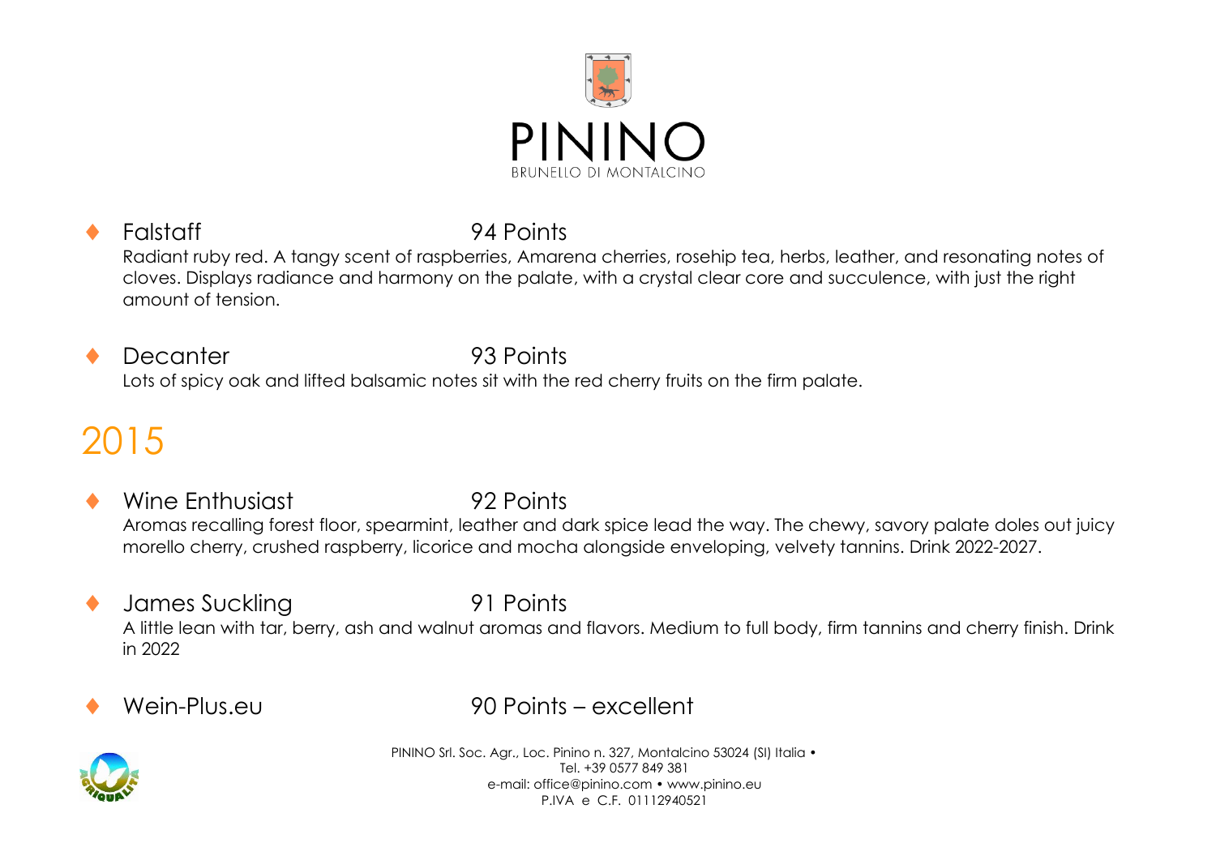# PININO

BRUNELLO DI MONTALCINO

- **Falstaff** 94 Points
  Radiant ruby red. A tangy scent of raspberries, Amarena cherries, rosehip tea, herbs, leather, and resonating notes of cloves. Displays radiance and harmony on the palate, with a crystal clear core and succulence, with just the right amount of tension.

- **Decanter** 93 Points
  Lots of spicy oak and lifted balsamic notes sit with the red cherry fruits on the firm palate.

## 2015

- **Wine Enthusiast** 92 Points
  Aromas recalling forest floor, spearmint, leather and dark spice lead the way. The chewy, savory palate doles out juicy morello cherry, crushed raspberry, licorice and mocha alongside enveloping, velvety tannins. Drink 2022-2027.

- **James Suckling** 91 Points
  A little lean with tar, berry, ash and walnut aromas and flavors. Medium to full body, firm tannins and cherry finish. Drink in 2022

- **Wein-Plus.eu** 90 Points – excellent

PININO Srl. Soc. Agr., Loc. Pinino n. 327, Montalcino 53024 (SI) Italia •
Tel. +39 0577 849 381
e-mail: office@pinino.com • www.pinino.eu
P.IVA e C.F. 01112940521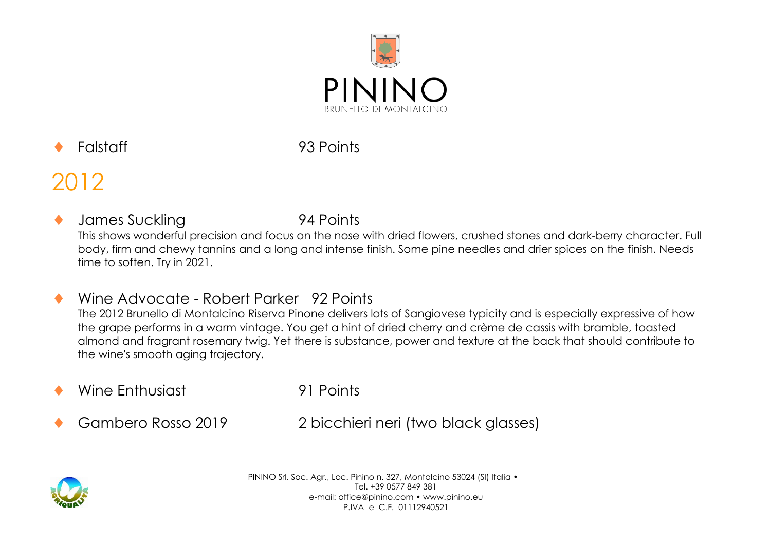PININO

BRUNELLO DI MONTALCINO

- Falstaff 93 Points

## 2012

- James Suckling 94 Points
  This shows wonderful precision and focus on the nose with dried flowers, crushed stones and dark-berry character. Full body, firm and chewy tannins and a long and intense finish. Some pine needles and drier spices on the finish. Needs time to soften. Try in 2021.

- Wine Advocate - Robert Parker 92 Points
  The 2012 Brunello di Montalcino Riserva Pinone delivers lots of Sangiovese typicity and is especially expressive of how the grape performs in a warm vintage. You get a hint of dried cherry and crème de cassis with bramble, toasted almond and fragrant rosemary twig. Yet there is substance, power and texture at the back that should contribute to the wine's smooth aging trajectory.

- Wine Enthusiast 91 Points

- Gambero Rosso 2019 2 bicchieri neri (two black glasses)

PININO Srl. Soc. Agr., Loc. Pinino n. 327, Montalcino 53024 (SI) Italia •
Tel. +39 0577 849 381
e-mail: office@pinino.com • www.pinino.eu
P.IVA e C.F. 01112940521